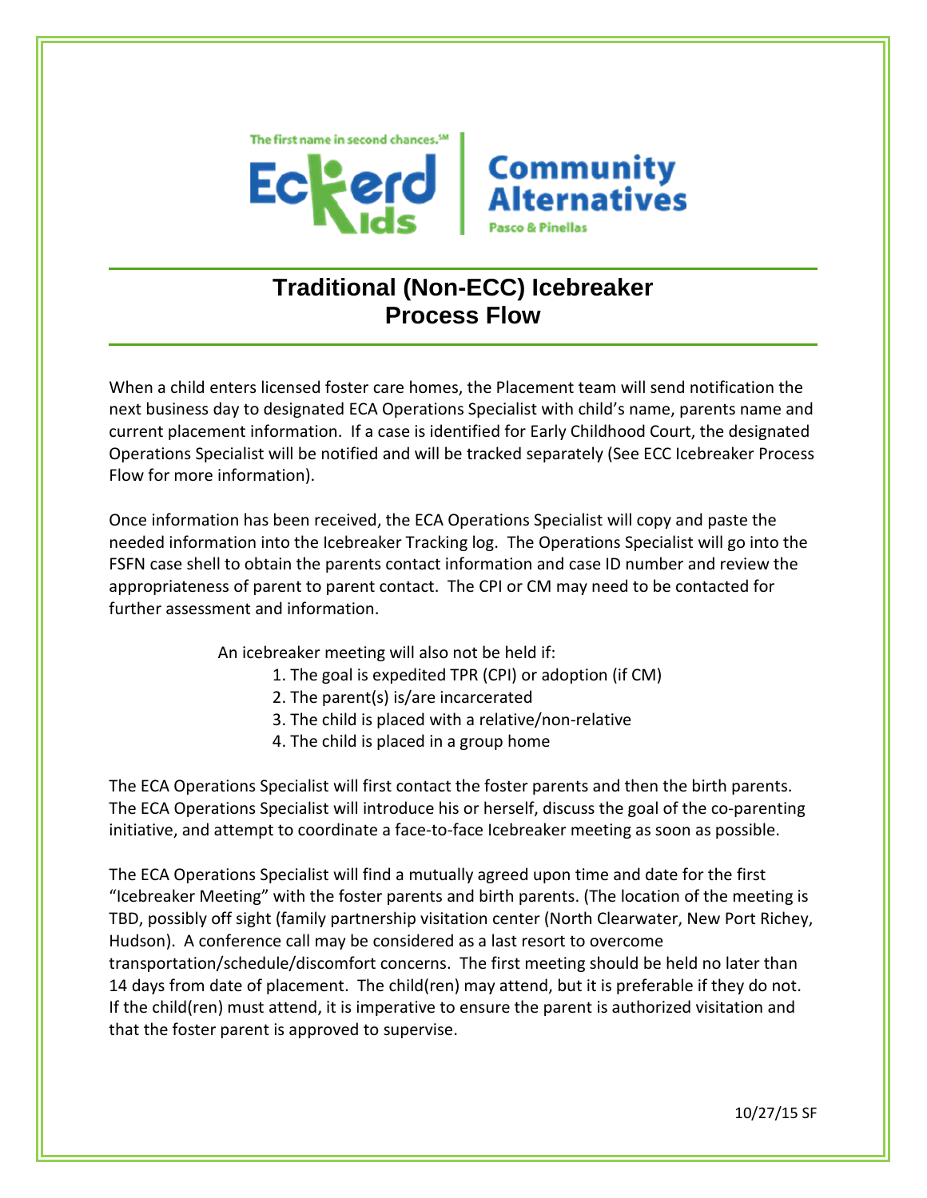The first name in second chances.SM

Eckerd Kids | Community Alternatives

Pasco & Pinellas

# Traditional (Non-ECC) Icebreaker Process Flow

When a child enters licensed foster care homes, the Placement team will send notification the next business day to designated ECA Operations Specialist with child's name, parents name and current placement information. If a case is identified for Early Childhood Court, the designated Operations Specialist will be notified and will be tracked separately (See ECC Icebreaker Process Flow for more information).

Once information has been received, the ECA Operations Specialist will copy and paste the needed information into the Icebreaker Tracking log. The Operations Specialist will go into the FSFN case shell to obtain the parents contact information and case ID number and review the appropriateness of parent to parent contact. The CPI or CM may need to be contacted for further assessment and information.

An icebreaker meeting will also not be held if:

1. The goal is expedited TPR (CPI) or adoption (if CM)
2. The parent(s) is/are incarcerated
3. The child is placed with a relative/non-relative
4. The child is placed in a group home

The ECA Operations Specialist will first contact the foster parents and then the birth parents. The ECA Operations Specialist will introduce his or herself, discuss the goal of the co-parenting initiative, and attempt to coordinate a face-to-face Icebreaker meeting as soon as possible.

The ECA Operations Specialist will find a mutually agreed upon time and date for the first "Icebreaker Meeting" with the foster parents and birth parents. (The location of the meeting is TBD, possibly off sight (family partnership visitation center (North Clearwater, New Port Richey, Hudson). A conference call may be considered as a last resort to overcome transportation/schedule/discomfort concerns. The first meeting should be held no later than 14 days from date of placement. The child(ren) may attend, but it is preferable if they do not. If the child(ren) must attend, it is imperative to ensure the parent is authorized visitation and that the foster parent is approved to supervise.

10/27/15 SF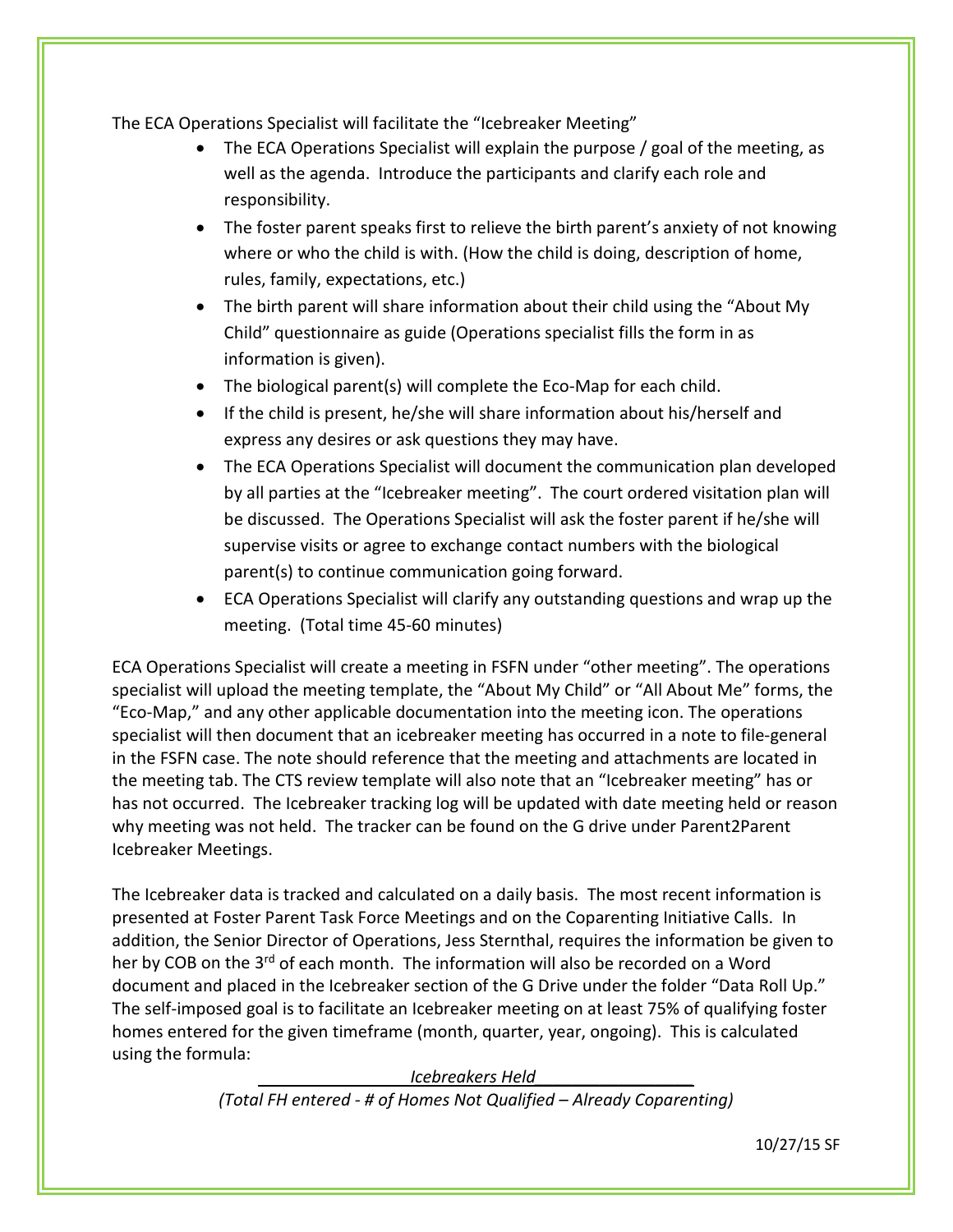The ECA Operations Specialist will facilitate the "Icebreaker Meeting"

- The ECA Operations Specialist will explain the purpose / goal of the meeting, as well as the agenda. Introduce the participants and clarify each role and responsibility.
- The foster parent speaks first to relieve the birth parent's anxiety of not knowing where or who the child is with. (How the child is doing, description of home, rules, family, expectations, etc.)
- The birth parent will share information about their child using the "About My Child" questionnaire as guide (Operations specialist fills the form in as information is given).
- The biological parent(s) will complete the Eco-Map for each child.
- If the child is present, he/she will share information about his/herself and express any desires or ask questions they may have.
- The ECA Operations Specialist will document the communication plan developed by all parties at the "Icebreaker meeting". The court ordered visitation plan will be discussed. The Operations Specialist will ask the foster parent if he/she will supervise visits or agree to exchange contact numbers with the biological parent(s) to continue communication going forward.
- ECA Operations Specialist will clarify any outstanding questions and wrap up the meeting. (Total time 45-60 minutes)

ECA Operations Specialist will create a meeting in FSFN under "other meeting". The operations specialist will upload the meeting template, the "About My Child" or "All About Me" forms, the "Eco-Map," and any other applicable documentation into the meeting icon. The operations specialist will then document that an icebreaker meeting has occurred in a note to file-general in the FSFN case. The note should reference that the meeting and attachments are located in the meeting tab. The CTS review template will also note that an "Icebreaker meeting" has or has not occurred. The Icebreaker tracking log will be updated with date meeting held or reason why meeting was not held. The tracker can be found on the G drive under Parent2Parent Icebreaker Meetings.

The Icebreaker data is tracked and calculated on a daily basis. The most recent information is presented at Foster Parent Task Force Meetings and on the Coparenting Initiative Calls. In addition, the Senior Director of Operations, Jess Sternthal, requires the information be given to her by COB on the 3rd of each month. The information will also be recorded on a Word document and placed in the Icebreaker section of the G Drive under the folder "Data Roll Up." The self-imposed goal is to facilitate an Icebreaker meeting on at least 75% of qualifying foster homes entered for the given timeframe (month, quarter, year, ongoing). This is calculated using the formula:

$$\frac{\textit{Icebreakers Held}}{\textit{(Total FH entered - \# of Homes Not Qualified – Already Coparenting)}}$$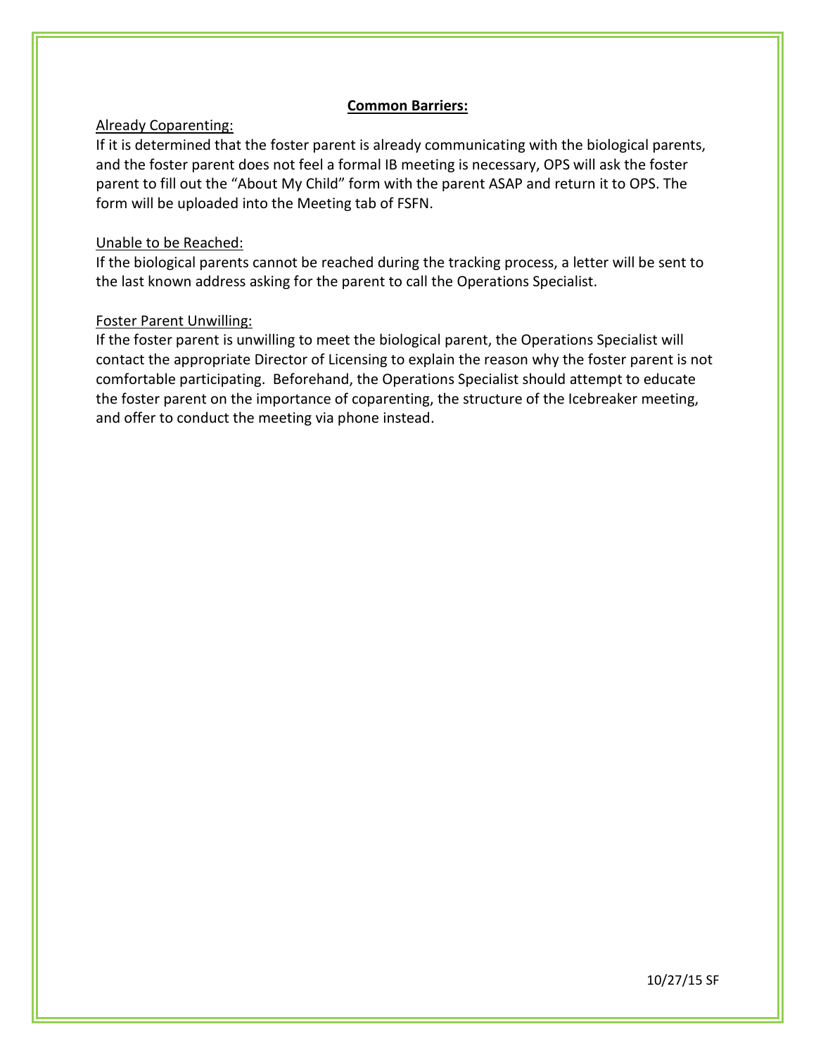## **Common Barriers:**

Already Coparenting:

If it is determined that the foster parent is already communicating with the biological parents, and the foster parent does not feel a formal IB meeting is necessary, OPS will ask the foster parent to fill out the "About My Child" form with the parent ASAP and return it to OPS. The form will be uploaded into the Meeting tab of FSFN.

Unable to be Reached:

If the biological parents cannot be reached during the tracking process, a letter will be sent to the last known address asking for the parent to call the Operations Specialist.

Foster Parent Unwilling:

If the foster parent is unwilling to meet the biological parent, the Operations Specialist will contact the appropriate Director of Licensing to explain the reason why the foster parent is not comfortable participating. Beforehand, the Operations Specialist should attempt to educate the foster parent on the importance of coparenting, the structure of the Icebreaker meeting, and offer to conduct the meeting via phone instead.

10/27/15 SF